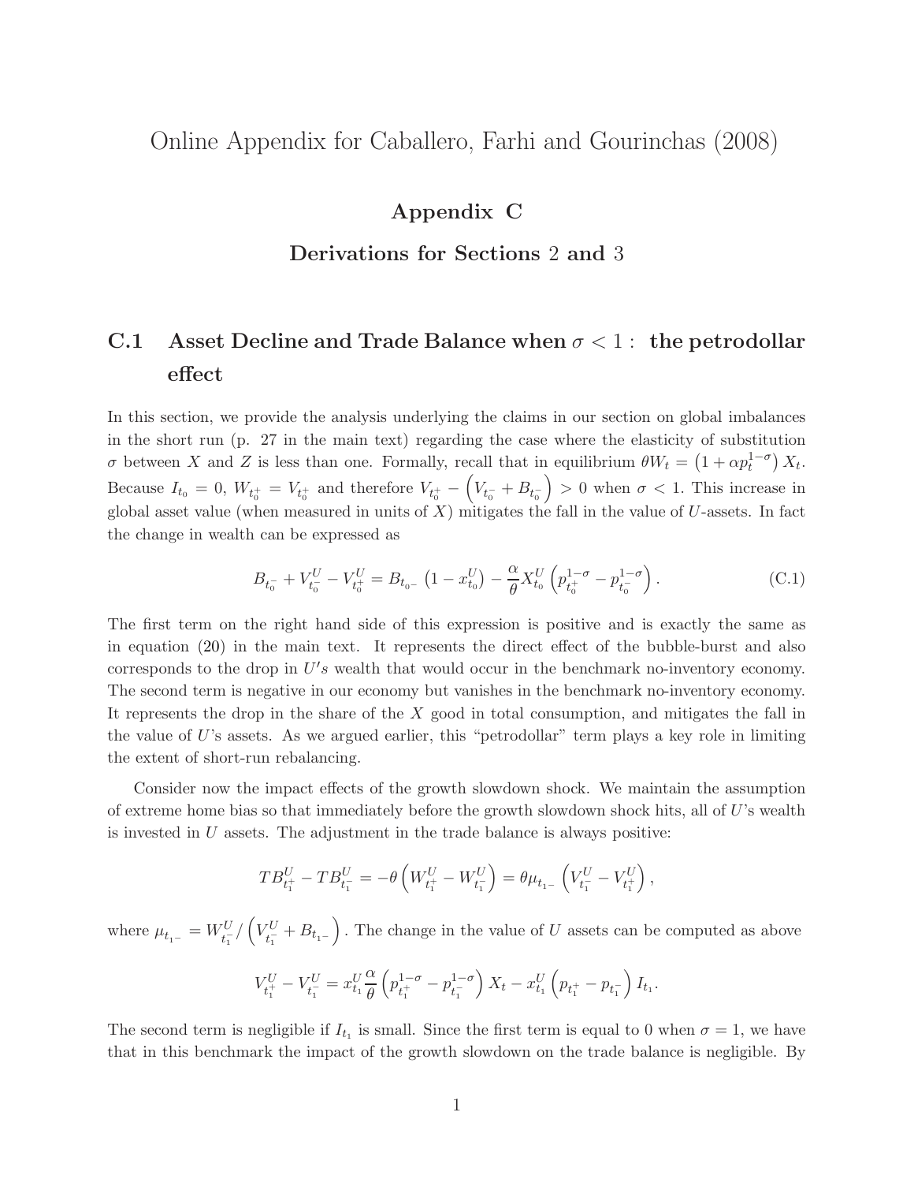# Online Appendix for Caballero, Farhi and Gourinchas (2008)

## Appendix C

### Derivations for Sections 2 and 3

## C.1 Asset Decline and Trade Balance when $\sigma < 1$ : the petrodollar effect

In this section, we provide the analysis underlying the claims in our section on global imbalances in the short run (p. 27 in the main text) regarding the case where the elasticity of substitution $\sigma$ between $X$ and $Z$ is less than one. Formally, recall that in equilibrium $\theta W_t = \left(1 + \alpha p_t^{1-\sigma}\right) X_t$. Because $I_{t_0} = 0$, $W_{t_0^+} = V_{t_0^+}$ and therefore $V_{t_0^+} - \left(V_{t_0^-} + B_{t_0^-}\right) > 0$ when $\sigma < 1$. This increase in global asset value (when measured in units of $X$) mitigates the fall in the value of $U$-assets. In fact the change in wealth can be expressed as

$$B_{t_0^-} + V_{t_0^-}^U - V_{t_0^+}^U = B_{t_{0^-}}\left(1 - x_{t_0}^U\right) - \frac{\alpha}{\theta} X_{t_0}^U \left(p_{t_0^+}^{1-\sigma} - p_{t_0^-}^{1-\sigma}\right). \tag{C.1}$$

The first term on the right hand side of this expression is positive and is exactly the same as in equation (20) in the main text. It represents the direct effect of the bubble-burst and also corresponds to the drop in $U's$ wealth that would occur in the benchmark no-inventory economy. The second term is negative in our economy but vanishes in the benchmark no-inventory economy. It represents the drop in the share of the $X$ good in total consumption, and mitigates the fall in the value of $U$'s assets. As we argued earlier, this "petrodollar" term plays a key role in limiting the extent of short-run rebalancing.

Consider now the impact effects of the growth slowdown shock. We maintain the assumption of extreme home bias so that immediately before the growth slowdown shock hits, all of $U$'s wealth is invested in $U$ assets. The adjustment in the trade balance is always positive:

$$TB_{t_1^+}^U - TB_{t_1^-}^U = -\theta\left(W_{t_1^+}^U - W_{t_1^-}^U\right) = \theta\mu_{t_{1^-}}\left(V_{t_1^-}^U - V_{t_1^+}^U\right),$$

where $\mu_{t_{1^-}} = W_{t_1^-}^U / \left(V_{t_1^-}^U + B_{t_{1^-}}\right)$. The change in the value of $U$ assets can be computed as above

$$V_{t_1^+}^U - V_{t_1^-}^U = x_{t_1}^U \frac{\alpha}{\theta}\left(p_{t_1^+}^{1-\sigma} - p_{t_1^-}^{1-\sigma}\right) X_t - x_{t_1}^U \left(p_{t_1^+} - p_{t_1^-}\right) I_{t_1}.$$

The second term is negligible if $I_{t_1}$ is small. Since the first term is equal to 0 when $\sigma = 1$, we have that in this benchmark the impact of the growth slowdown on the trade balance is negligible. By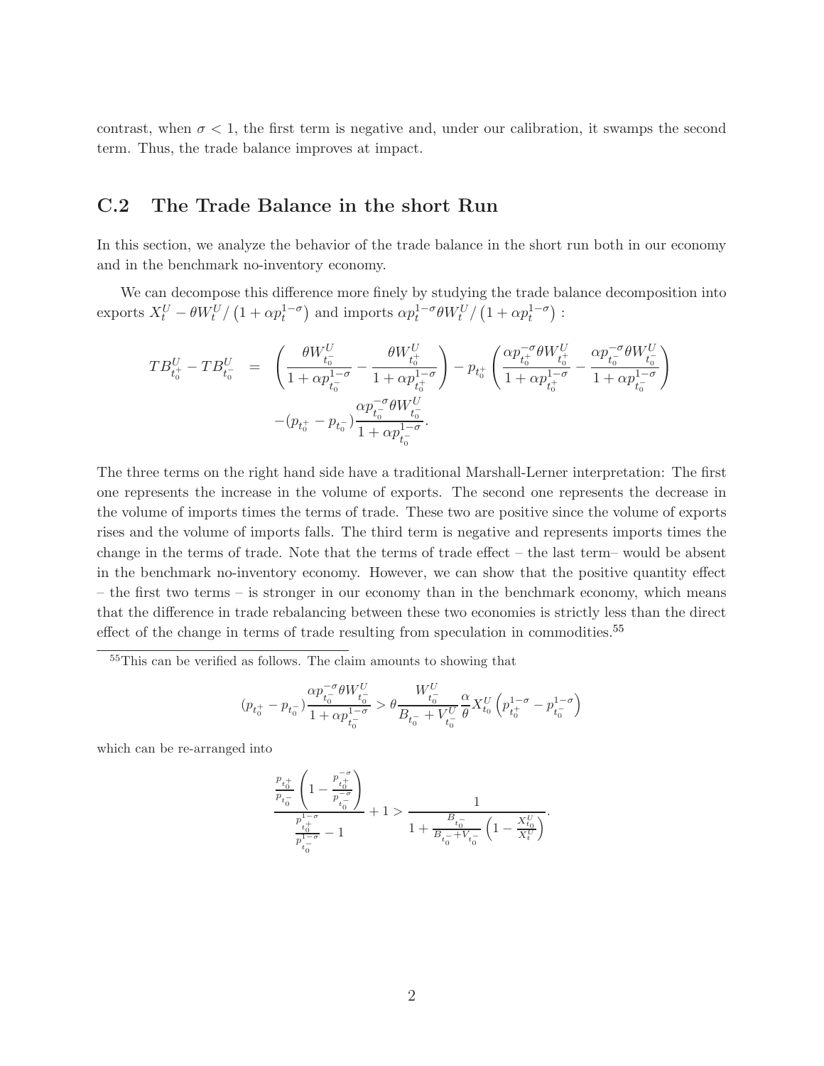contrast, when $\sigma < 1$, the first term is negative and, under our calibration, it swamps the second term. Thus, the trade balance improves at impact.

## C.2 The Trade Balance in the short Run

In this section, we analyze the behavior of the trade balance in the short run both in our economy and in the benchmark no-inventory economy.

We can decompose this difference more finely by studying the trade balance decomposition into exports $X_t^U - \theta W_t^U / \left(1 + \alpha p_t^{1-\sigma}\right)$ and imports $\alpha p_t^{1-\sigma} \theta W_t^U / \left(1 + \alpha p_t^{1-\sigma}\right)$ :

$$
\begin{aligned}
TB_{t_0^+}^U - TB_{t_0^-}^U &= \left( \frac{\theta W_{t_0^-}^U}{1 + \alpha p_{t_0^-}^{1-\sigma}} - \frac{\theta W_{t_0^+}^U}{1 + \alpha p_{t_0^+}^{1-\sigma}} \right) - p_{t_0^+} \left( \frac{\alpha p_{t_0^+}^{-\sigma} \theta W_{t_0^+}^U}{1 + \alpha p_{t_0^+}^{1-\sigma}} - \frac{\alpha p_{t_0^-}^{-\sigma} \theta W_{t_0^-}^U}{1 + \alpha p_{t_0^-}^{1-\sigma}} \right) \\
&\quad - (p_{t_0^+} - p_{t_0^-}) \frac{\alpha p_{t_0^-}^{-\sigma} \theta W_{t_0^-}^U}{1 + \alpha p_{t_0^-}^{1-\sigma}}.
\end{aligned}
$$

The three terms on the right hand side have a traditional Marshall-Lerner interpretation: The first one represents the increase in the volume of exports. The second one represents the decrease in the volume of imports times the terms of trade. These two are positive since the volume of exports rises and the volume of imports falls. The third term is negative and represents imports times the change in the terms of trade. Note that the terms of trade effect – the last term– would be absent in the benchmark no-inventory economy. However, we can show that the positive quantity effect – the first two terms – is stronger in our economy than in the benchmark economy, which means that the difference in trade rebalancing between these two economies is strictly less than the direct effect of the change in terms of trade resulting from speculation in commodities.[55]

[55] This can be verified as follows. The claim amounts to showing that

$$
(p_{t_0^+} - p_{t_0^-}) \frac{\alpha p_{t_0^-}^{-\sigma} \theta W_{t_0^-}^U}{1 + \alpha p_{t_0^-}^{1-\sigma}} > \theta \frac{W_{t_0^-}^U}{B_{t_0^-} + V_{t_0^-}^U} \frac{\alpha}{\theta} X_{t_0}^U \left( p_{t_0^+}^{1-\sigma} - p_{t_0^-}^{1-\sigma} \right)
$$

which can be re-arranged into

$$
\frac{\frac{p_{t_0^+}}{p_{t_0^-}} \left( 1 - \frac{p_{t_0^+}^{-\sigma}}{p_{t_0^-}^{-\sigma}} \right)}{\frac{p_{t_0^+}^{1-\sigma}}{p_{t_0^-}^{1-\sigma}} - 1} + 1 > \frac{1}{1 + \frac{B_{t_0^-}}{B_{t_0^-} + V_{t_0^-}} \left( 1 - \frac{X_{t_0}^U}{X_t^U} \right)}.
$$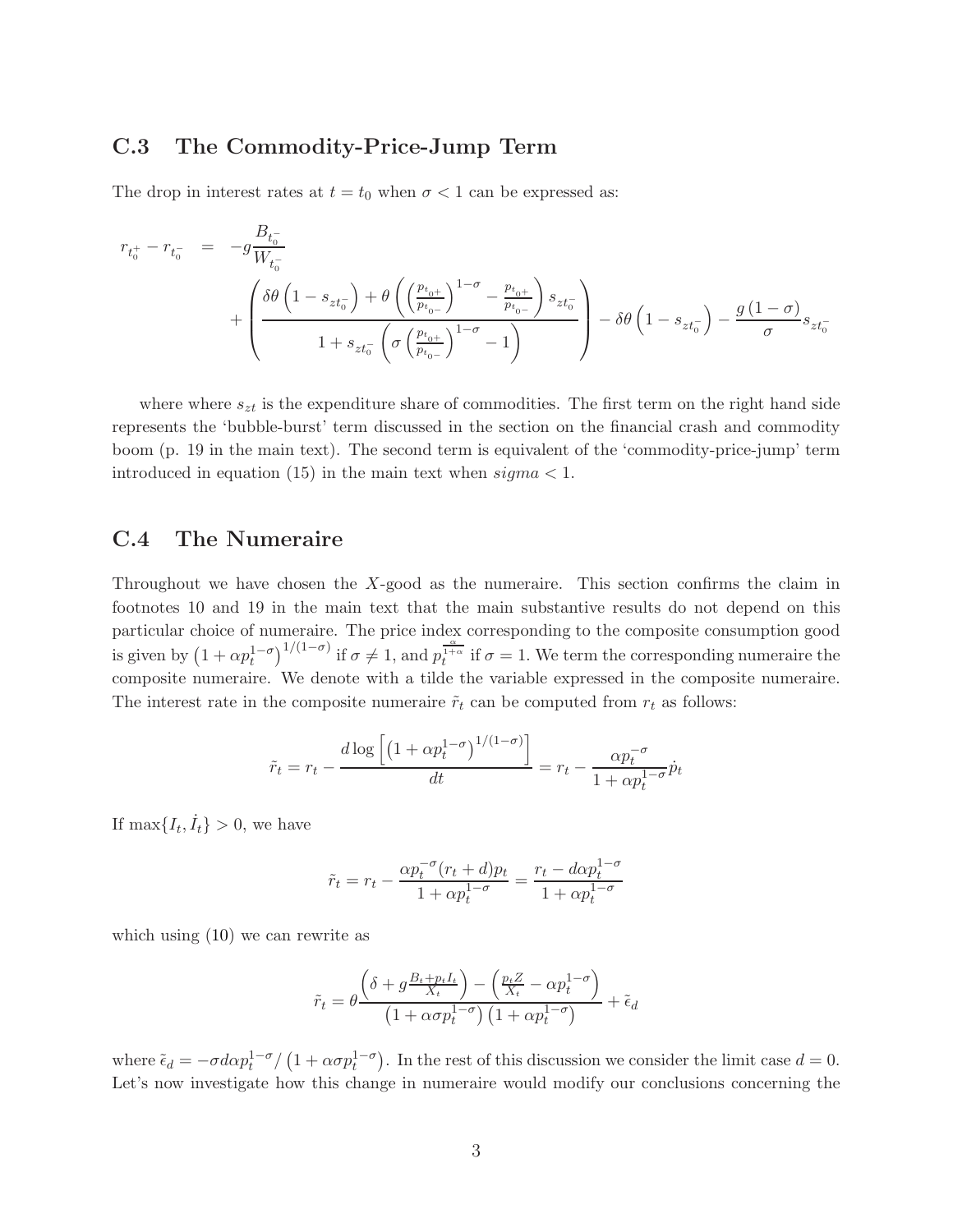### C.3 The Commodity-Price-Jump Term

The drop in interest rates at $t = t_0$ when $\sigma < 1$ can be expressed as:

$$
\begin{aligned}
r_{t_0^+} - r_{t_0^-} &= -g\frac{B_{t_0^-}}{W_{t_0^-}} \\
&\quad + \left( \frac{\delta\theta\left(1 - s_{zt_0^-}\right) + \theta\left(\left(\frac{p_{t_{0+}}}{p_{t_{0-}}}\right)^{1-\sigma} - \frac{p_{t_{0+}}}{p_{t_{0-}}}\right) s_{zt_0^-}}{1 + s_{zt_0^-}\left(\sigma\left(\frac{p_{t_{0+}}}{p_{t_{0-}}}\right)^{1-\sigma} - 1\right)} \right) - \delta\theta\left(1 - s_{zt_0^-}\right) - \frac{g\left(1-\sigma\right)}{\sigma} s_{zt_0^-}
\end{aligned}
$$

where where $s_{zt}$ is the expenditure share of commodities. The first term on the right hand side represents the 'bubble-burst' term discussed in the section on the financial crash and commodity boom (p. 19 in the main text). The second term is equivalent of the 'commodity-price-jump' term introduced in equation (15) in the main text when $sigma < 1$.

### C.4 The Numeraire

Throughout we have chosen the $X$-good as the numeraire. This section confirms the claim in footnotes 10 and 19 in the main text that the main substantive results do not depend on this particular choice of numeraire. The price index corresponding to the composite consumption good is given by $\left(1 + \alpha p_t^{1-\sigma}\right)^{1/(1-\sigma)}$ if $\sigma \neq 1$, and $p_t^{\frac{\alpha}{1+\alpha}}$ if $\sigma = 1$. We term the corresponding numeraire the composite numeraire. We denote with a tilde the variable expressed in the composite numeraire. The interest rate in the composite numeraire $\tilde{r}_t$ can be computed from $r_t$ as follows:

$$
\tilde{r}_t = r_t - \frac{d \log\left[\left(1 + \alpha p_t^{1-\sigma}\right)^{1/(1-\sigma)}\right]}{dt} = r_t - \frac{\alpha p_t^{-\sigma}}{1 + \alpha p_t^{1-\sigma}} \dot{p}_t
$$

If $\max\{I_t, \dot{I}_t\} > 0$, we have

$$
\tilde{r}_t = r_t - \frac{\alpha p_t^{-\sigma}(r_t + d)p_t}{1 + \alpha p_t^{1-\sigma}} = \frac{r_t - d\alpha p_t^{1-\sigma}}{1 + \alpha p_t^{1-\sigma}}
$$

which using (10) we can rewrite as

$$
\tilde{r}_t = \theta \frac{\left(\delta + g\frac{B_t + p_t I_t}{X_t}\right) - \left(\frac{p_t Z}{X_t} - \alpha p_t^{1-\sigma}\right)}{\left(1 + \alpha\sigma p_t^{1-\sigma}\right)\left(1 + \alpha p_t^{1-\sigma}\right)} + \tilde{\epsilon}_d
$$

where $\tilde{\epsilon}_d = -\sigma d\alpha p_t^{1-\sigma} / \left(1 + \alpha\sigma p_t^{1-\sigma}\right)$. In the rest of this discussion we consider the limit case $d = 0$. Let's now investigate how this change in numeraire would modify our conclusions concerning the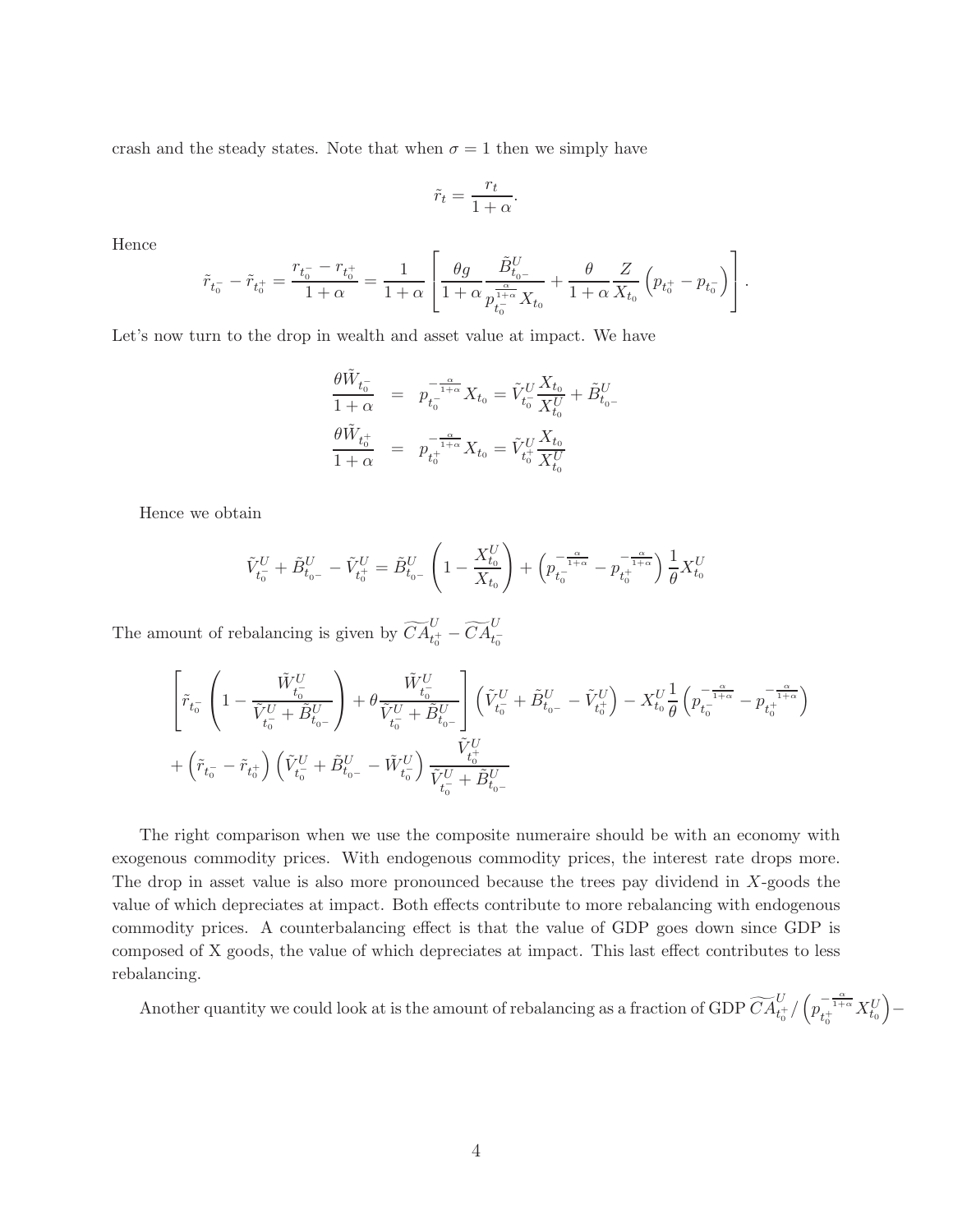crash and the steady states. Note that when $\sigma = 1$ then we simply have

$$\tilde{r}_t = \frac{r_t}{1+\alpha}.$$

Hence

$$\tilde{r}_{t_0^-} - \tilde{r}_{t_0^+} = \frac{r_{t_0^-} - r_{t_0^+}}{1+\alpha} = \frac{1}{1+\alpha}\left[\frac{\theta g}{1+\alpha}\frac{\tilde{B}^U_{t_{0^-}}}{p_{t_0^-}^{\frac{\alpha}{1+\alpha}} X_{t_0}} + \frac{\theta}{1+\alpha}\frac{Z}{X_{t_0}}\left(p_{t_0^+} - p_{t_0^-}\right)\right].$$

Let's now turn to the drop in wealth and asset value at impact. We have

$$\begin{aligned}
\frac{\theta \tilde{W}_{t_0^-}}{1+\alpha} &= p_{t_0^-}^{-\frac{\alpha}{1+\alpha}} X_{t_0} = \tilde{V}^U_{t_0^-}\frac{X_{t_0}}{X^U_{t_0}} + \tilde{B}^U_{t_{0^-}} \\
\frac{\theta \tilde{W}_{t_0^+}}{1+\alpha} &= p_{t_0^+}^{-\frac{\alpha}{1+\alpha}} X_{t_0} = \tilde{V}^U_{t_0^+}\frac{X_{t_0}}{X^U_{t_0}}
\end{aligned}$$

Hence we obtain

$$\tilde{V}^U_{t_0^-} + \tilde{B}^U_{t_{0^-}} - \tilde{V}^U_{t_0^+} = \tilde{B}^U_{t_{0^-}}\left(1 - \frac{X^U_{t_0}}{X_{t_0}}\right) + \left(p_{t_0^-}^{-\frac{\alpha}{1+\alpha}} - p_{t_0^+}^{-\frac{\alpha}{1+\alpha}}\right)\frac{1}{\theta}X^U_{t_0}$$

The amount of rebalancing is given by $\widetilde{CA}^U_{t_0^+} - \widetilde{CA}^U_{t_0^-}$

$$\begin{aligned}
&\left[\tilde{r}_{t_0^-}\left(1 - \frac{\tilde{W}^U_{t_0^-}}{\tilde{V}^U_{t_0^-} + \tilde{B}^U_{t_{0^-}}}\right) + \theta\frac{\tilde{W}^U_{t_0^-}}{\tilde{V}^U_{t_0^-} + \tilde{B}^U_{t_{0^-}}}\right]\left(\tilde{V}^U_{t_0^-} + \tilde{B}^U_{t_{0^-}} - \tilde{V}^U_{t_0^+}\right) - X^U_{t_0}\frac{1}{\theta}\left(p_{t_0^-}^{-\frac{\alpha}{1+\alpha}} - p_{t_0^+}^{-\frac{\alpha}{1+\alpha}}\right) \\
&+ \left(\tilde{r}_{t_0^-} - \tilde{r}_{t_0^+}\right)\left(\tilde{V}^U_{t_0^-} + \tilde{B}^U_{t_{0^-}} - \tilde{W}^U_{t_0^-}\right)\frac{\tilde{V}^U_{t_0^+}}{\tilde{V}^U_{t_0^-} + \tilde{B}^U_{t_{0^-}}}
\end{aligned}$$

The right comparison when we use the composite numeraire should be with an economy with exogenous commodity prices. With endogenous commodity prices, the interest rate drops more. The drop in asset value is also more pronounced because the trees pay dividend in $X$-goods the value of which depreciates at impact. Both effects contribute to more rebalancing with endogenous commodity prices. A counterbalancing effect is that the value of GDP goes down since GDP is composed of X goods, the value of which depreciates at impact. This last effect contributes to less rebalancing.

Another quantity we could look at is the amount of rebalancing as a fraction of GDP $\widetilde{CA}^U_{t_0^+} / \left(p_{t_0^+}^{-\frac{\alpha}{1+\alpha}} X^U_{t_0}\right) -$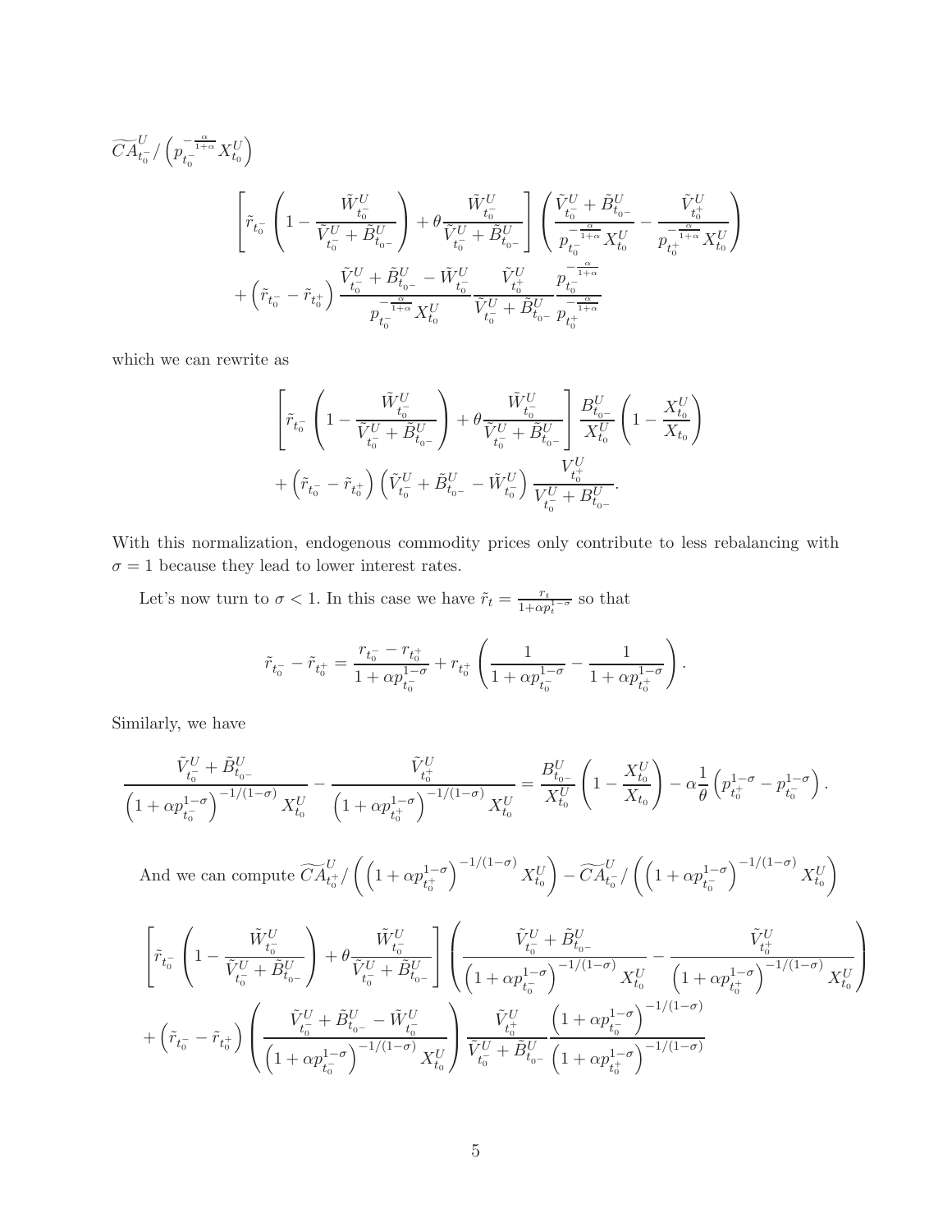$$\widetilde{CA}^U_{t_0^-} / \left( p_{t_0^-}^{-\frac{\alpha}{1+\alpha}} X^U_{t_0} \right)$$

$$\left[ \tilde{r}_{t_0^-} \left( 1 - \frac{\tilde{W}^U_{t_0^-}}{\tilde{V}^U_{t_0^-} + \tilde{B}^U_{t_{0^-}}} \right) + \theta \frac{\tilde{W}^U_{t_0^-}}{\tilde{V}^U_{t_0^-} + \tilde{B}^U_{t_{0^-}}} \right] \left( \frac{\tilde{V}^U_{t_0^-} + \tilde{B}^U_{t_{0^-}}}{p_{t_0^-}^{-\frac{\alpha}{1+\alpha}} X^U_{t_0}} - \frac{\tilde{V}^U_{t_0^+}}{p_{t_0^+}^{-\frac{\alpha}{1+\alpha}} X^U_{t_0}} \right)$$
$$+ \left( \tilde{r}_{t_0^-} - \tilde{r}_{t_0^+} \right) \frac{\tilde{V}^U_{t_0^-} + \tilde{B}^U_{t_{0^-}} - \tilde{W}^U_{t_0^-}}{p_{t_0^-}^{-\frac{\alpha}{1+\alpha}} X^U_{t_0}} \frac{\tilde{V}^U_{t_0^+}}{\tilde{V}^U_{t_0^-} + \tilde{B}^U_{t_{0^-}}} \frac{p_{t_0^-}^{-\frac{\alpha}{1+\alpha}}}{p_{t_0^+}^{-\frac{\alpha}{1+\alpha}}}$$

which we can rewrite as

$$\left[ \tilde{r}_{t_0^-} \left( 1 - \frac{\tilde{W}^U_{t_0^-}}{\tilde{V}^U_{t_0^-} + \tilde{B}^U_{t_{0^-}}} \right) + \theta \frac{\tilde{W}^U_{t_0^-}}{\tilde{V}^U_{t_0^-} + \tilde{B}^U_{t_{0^-}}} \right] \frac{B^U_{t_{0^-}}}{X^U_{t_0}} \left( 1 - \frac{X^U_{t_0}}{X_{t_0}} \right)$$
$$+ \left( \tilde{r}_{t_0^-} - \tilde{r}_{t_0^+} \right) \left( \tilde{V}^U_{t_0^-} + \tilde{B}^U_{t_{0^-}} - \tilde{W}^U_{t_0^-} \right) \frac{V^U_{t_0^+}}{V^U_{t_0^-} + B^U_{t_{0^-}}}.$$

With this normalization, endogenous commodity prices only contribute to less rebalancing with $\sigma = 1$ because they lead to lower interest rates.

Let's now turn to $\sigma < 1$. In this case we have $\tilde{r}_t = \frac{r_t}{1+\alpha p_t^{1-\sigma}}$ so that

$$\tilde{r}_{t_0^-} - \tilde{r}_{t_0^+} = \frac{r_{t_0^-} - r_{t_0^+}}{1 + \alpha p_{t_0^-}^{1-\sigma}} + r_{t_0^+} \left( \frac{1}{1 + \alpha p_{t_0^-}^{1-\sigma}} - \frac{1}{1 + \alpha p_{t_0^+}^{1-\sigma}} \right).$$

Similarly, we have

$$\frac{\tilde{V}^U_{t_0^-} + \tilde{B}^U_{t_{0^-}}}{\left( 1 + \alpha p_{t_0^-}^{1-\sigma} \right)^{-1/(1-\sigma)} X^U_{t_0}} - \frac{\tilde{V}^U_{t_0^+}}{\left( 1 + \alpha p_{t_0^+}^{1-\sigma} \right)^{-1/(1-\sigma)} X^U_{t_0}} = \frac{B^U_{t_{0^-}}}{X^U_{t_0}} \left( 1 - \frac{X^U_{t_0}}{X_{t_0}} \right) - \alpha \frac{1}{\theta} \left( p_{t_0^+}^{1-\sigma} - p_{t_0^-}^{1-\sigma} \right).$$

And we can compute $\widetilde{CA}^U_{t_0^+} / \left( \left( 1 + \alpha p_{t_0^+}^{1-\sigma} \right)^{-1/(1-\sigma)} X^U_{t_0} \right) - \widetilde{CA}^U_{t_0^-} / \left( \left( 1 + \alpha p_{t_0^-}^{1-\sigma} \right)^{-1/(1-\sigma)} X^U_{t_0} \right)$

$$\left[ \tilde{r}_{t_0^-} \left( 1 - \frac{\tilde{W}^U_{t_0^-}}{\tilde{V}^U_{t_0^-} + \tilde{B}^U_{t_{0^-}}} \right) + \theta \frac{\tilde{W}^U_{t_0^-}}{\tilde{V}^U_{t_0^-} + \tilde{B}^U_{t_{0^-}}} \right] \left( \frac{\tilde{V}^U_{t_0^-} + \tilde{B}^U_{t_{0^-}}}{\left( 1 + \alpha p_{t_0^-}^{1-\sigma} \right)^{-1/(1-\sigma)} X^U_{t_0}} - \frac{\tilde{V}^U_{t_0^+}}{\left( 1 + \alpha p_{t_0^+}^{1-\sigma} \right)^{-1/(1-\sigma)} X^U_{t_0}} \right)$$
$$+ \left( \tilde{r}_{t_0^-} - \tilde{r}_{t_0^+} \right) \left( \frac{\tilde{V}^U_{t_0^-} + \tilde{B}^U_{t_{0^-}} - \tilde{W}^U_{t_0^-}}{\left( 1 + \alpha p_{t_0^-}^{1-\sigma} \right)^{-1/(1-\sigma)} X^U_{t_0}} \right) \frac{\tilde{V}^U_{t_0^+}}{\tilde{V}^U_{t_0^-} + \tilde{B}^U_{t_{0^-}}} \frac{\left( 1 + \alpha p_{t_0^-}^{1-\sigma} \right)^{-1/(1-\sigma)}}{\left( 1 + \alpha p_{t_0^+}^{1-\sigma} \right)^{-1/(1-\sigma)}}$$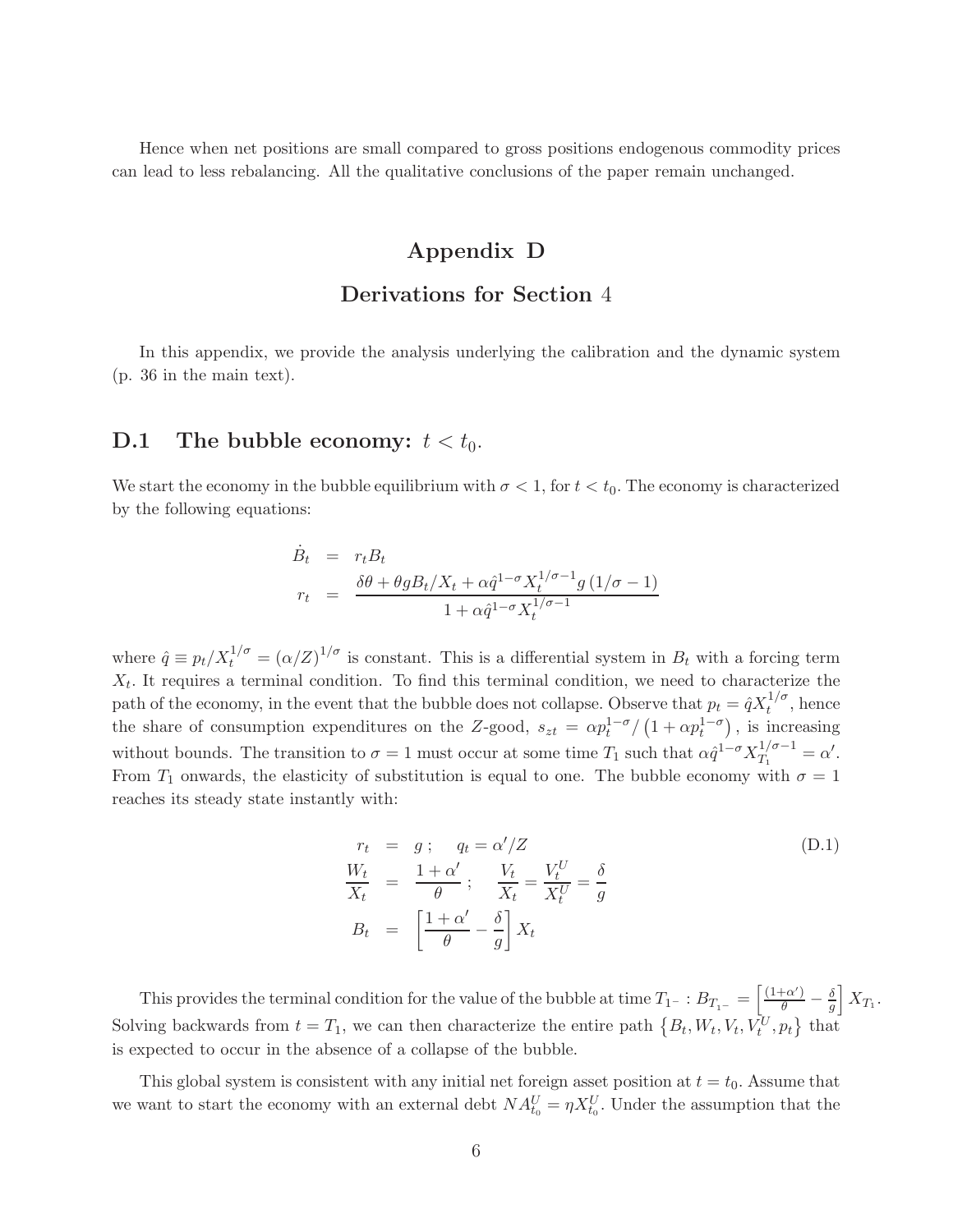Hence when net positions are small compared to gross positions endogenous commodity prices can lead to less rebalancing. All the qualitative conclusions of the paper remain unchanged.

# Appendix D

## Derivations for Section 4

In this appendix, we provide the analysis underlying the calibration and the dynamic system (p. 36 in the main text).

## D.1 The bubble economy: $t < t_0$.

We start the economy in the bubble equilibrium with $\sigma < 1$, for $t < t_0$. The economy is characterized by the following equations:

$$\begin{aligned}
\dot{B}_t &= r_t B_t \\
r_t &= \frac{\delta\theta + \theta g B_t / X_t + \alpha \hat{q}^{1-\sigma} X_t^{1/\sigma - 1} g\left(1/\sigma - 1\right)}{1 + \alpha \hat{q}^{1-\sigma} X_t^{1/\sigma - 1}}
\end{aligned}$$

where $\hat{q} \equiv p_t / X_t^{1/\sigma} = (\alpha/Z)^{1/\sigma}$ is constant. This is a differential system in $B_t$ with a forcing term $X_t$. It requires a terminal condition. To find this terminal condition, we need to characterize the path of the economy, in the event that the bubble does not collapse. Observe that $p_t = \hat{q} X_t^{1/\sigma}$, hence the share of consumption expenditures on the $Z$-good, $s_{zt} = \alpha p_t^{1-\sigma} / \left(1 + \alpha p_t^{1-\sigma}\right)$, is increasing without bounds. The transition to $\sigma = 1$ must occur at some time $T_1$ such that $\alpha \hat{q}^{1-\sigma} X_{T_1}^{1/\sigma - 1} = \alpha'$. From $T_1$ onwards, the elasticity of substitution is equal to one. The bubble economy with $\sigma = 1$ reaches its steady state instantly with:

$$\begin{aligned}
r_t &= g\,; \quad q_t = \alpha'/Z \\
\frac{W_t}{X_t} &= \frac{1+\alpha'}{\theta}\,; \quad \frac{V_t}{X_t} = \frac{V_t^U}{X_t^U} = \frac{\delta}{g} \\
B_t &= \left[\frac{1+\alpha'}{\theta} - \frac{\delta}{g}\right] X_t
\end{aligned} \tag{D.1}$$

This provides the terminal condition for the value of the bubble at time $T_{1^-}$ : $B_{T_{1^-}} = \left[\frac{(1+\alpha')}{\theta} - \frac{\delta}{g}\right] X_{T_1}$. Solving backwards from $t = T_1$, we can then characterize the entire path $\left\{B_t, W_t, V_t, V_t^U, p_t\right\}$ that is expected to occur in the absence of a collapse of the bubble.

This global system is consistent with any initial net foreign asset position at $t = t_0$. Assume that we want to start the economy with an external debt $NA_{t_0}^U = \eta X_{t_0}^U$. Under the assumption that the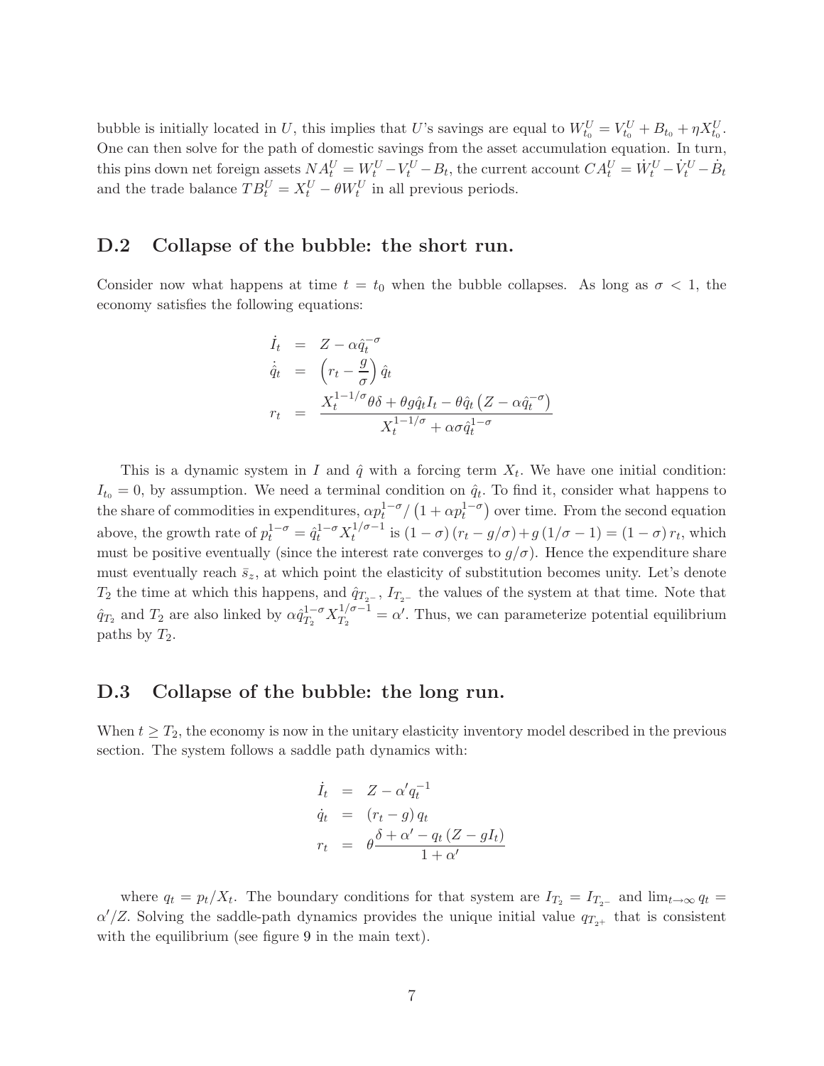bubble is initially located in $U$, this implies that $U$'s savings are equal to $W_{t_0}^U = V_{t_0}^U + B_{t_0} + \eta X_{t_0}^U$. One can then solve for the path of domestic savings from the asset accumulation equation. In turn, this pins down net foreign assets $NA_t^U = W_t^U - V_t^U - B_t$, the current account $CA_t^U = \dot{W}_t^U - \dot{V}_t^U - \dot{B}_t$ and the trade balance $TB_t^U = X_t^U - \theta W_t^U$ in all previous periods.

## D.2 Collapse of the bubble: the short run.

Consider now what happens at time $t = t_0$ when the bubble collapses. As long as $\sigma < 1$, the economy satisfies the following equations:

$$
\begin{aligned}
\dot{I}_t &= Z - \alpha \hat{q}_t^{-\sigma} \\
\dot{\hat{q}}_t &= \left( r_t - \frac{g}{\sigma} \right) \hat{q}_t \\
r_t &= \frac{X_t^{1-1/\sigma} \theta \delta + \theta g \hat{q}_t I_t - \theta \hat{q}_t \left( Z - \alpha \hat{q}_t^{-\sigma} \right)}{X_t^{1-1/\sigma} + \alpha \sigma \hat{q}_t^{1-\sigma}}
\end{aligned}
$$

This is a dynamic system in $I$ and $\hat{q}$ with a forcing term $X_t$. We have one initial condition: $I_{t_0} = 0$, by assumption. We need a terminal condition on $\hat{q}_t$. To find it, consider what happens to the share of commodities in expenditures, $\alpha p_t^{1-\sigma} / \left( 1 + \alpha p_t^{1-\sigma} \right)$ over time. From the second equation above, the growth rate of $p_t^{1-\sigma} = \hat{q}_t^{1-\sigma} X_t^{1/\sigma - 1}$ is $(1-\sigma)(r_t - g/\sigma) + g(1/\sigma - 1) = (1-\sigma) r_t$, which must be positive eventually (since the interest rate converges to $g/\sigma$). Hence the expenditure share must eventually reach $\bar{s}_z$, at which point the elasticity of substitution becomes unity. Let's denote $T_2$ the time at which this happens, and $\hat{q}_{T_{2^-}}$, $I_{T_{2^-}}$ the values of the system at that time. Note that $\hat{q}_{T_2}$ and $T_2$ are also linked by $\alpha \hat{q}_{T_2}^{1-\sigma} X_{T_2}^{1/\sigma - 1} = \alpha'$. Thus, we can parameterize potential equilibrium paths by $T_2$.

## D.3 Collapse of the bubble: the long run.

When $t \geq T_2$, the economy is now in the unitary elasticity inventory model described in the previous section. The system follows a saddle path dynamics with:

$$
\begin{aligned}
\dot{I}_t &= Z - \alpha' q_t^{-1} \\
\dot{q}_t &= (r_t - g) q_t \\
r_t &= \theta \frac{\delta + \alpha' - q_t (Z - g I_t)}{1 + \alpha'}
\end{aligned}
$$

where $q_t = p_t / X_t$. The boundary conditions for that system are $I_{T_2} = I_{T_{2^-}}$ and $\lim_{t \to \infty} q_t = \alpha' / Z$. Solving the saddle-path dynamics provides the unique initial value $q_{T_{2^+}}$ that is consistent with the equilibrium (see figure 9 in the main text).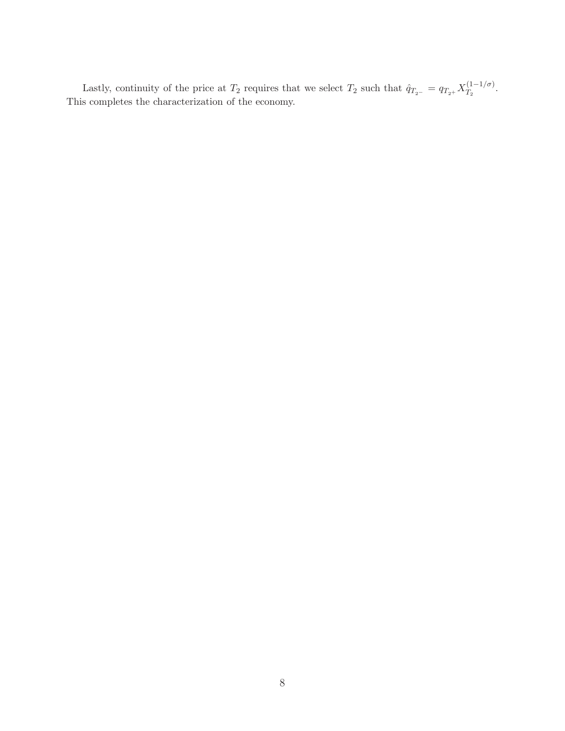Lastly, continuity of the price at $T_2$ requires that we select $T_2$ such that $\hat{q}_{T_{2^-}} = q_{T_{2^+}} X_{T_2}^{(1-1/\sigma)}$. This completes the characterization of the economy.